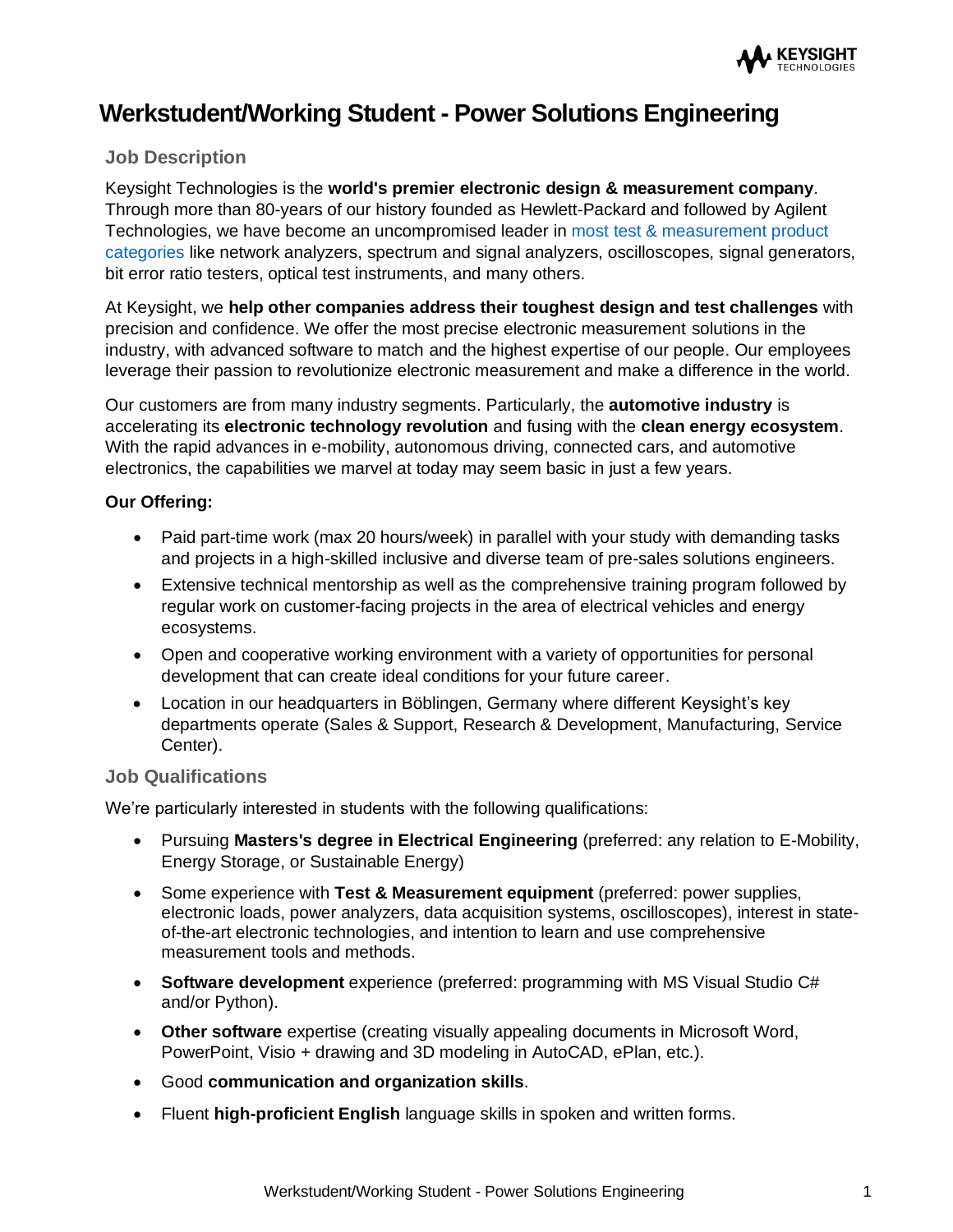# Werkstudent/Working Student - Power Solutions Engineering

## Job Description

Keysight Technologies is the **world's premier electronic design & measurement company**. Through more than 80-years of our history founded as Hewlett-Packard and followed by Agilent Technologies, we have become an uncompromised leader in most test & measurement product categories like network analyzers, spectrum and signal analyzers, oscilloscopes, signal generators, bit error ratio testers, optical test instruments, and many others.

At Keysight, we **help other companies address their toughest design and test challenges** with precision and confidence. We offer the most precise electronic measurement solutions in the industry, with advanced software to match and the highest expertise of our people. Our employees leverage their passion to revolutionize electronic measurement and make a difference in the world.

Our customers are from many industry segments. Particularly, the **automotive industry** is accelerating its **electronic technology revolution** and fusing with the **clean energy ecosystem**. With the rapid advances in e-mobility, autonomous driving, connected cars, and automotive electronics, the capabilities we marvel at today may seem basic in just a few years.

**Our Offering:**

- Paid part-time work (max 20 hours/week) in parallel with your study with demanding tasks and projects in a high-skilled inclusive and diverse team of pre-sales solutions engineers.
- Extensive technical mentorship as well as the comprehensive training program followed by regular work on customer-facing projects in the area of electrical vehicles and energy ecosystems.
- Open and cooperative working environment with a variety of opportunities for personal development that can create ideal conditions for your future career.
- Location in our headquarters in Böblingen, Germany where different Keysight's key departments operate (Sales & Support, Research & Development, Manufacturing, Service Center).

## Job Qualifications

We're particularly interested in students with the following qualifications:

- Pursuing **Masters's degree in Electrical Engineering** (preferred: any relation to E-Mobility, Energy Storage, or Sustainable Energy)
- Some experience with **Test & Measurement equipment** (preferred: power supplies, electronic loads, power analyzers, data acquisition systems, oscilloscopes), interest in state-of-the-art electronic technologies, and intention to learn and use comprehensive measurement tools and methods.
- **Software development** experience (preferred: programming with MS Visual Studio C# and/or Python).
- **Other software** expertise (creating visually appealing documents in Microsoft Word, PowerPoint, Visio + drawing and 3D modeling in AutoCAD, ePlan, etc.).
- Good **communication and organization skills**.
- Fluent **high-proficient English** language skills in spoken and written forms.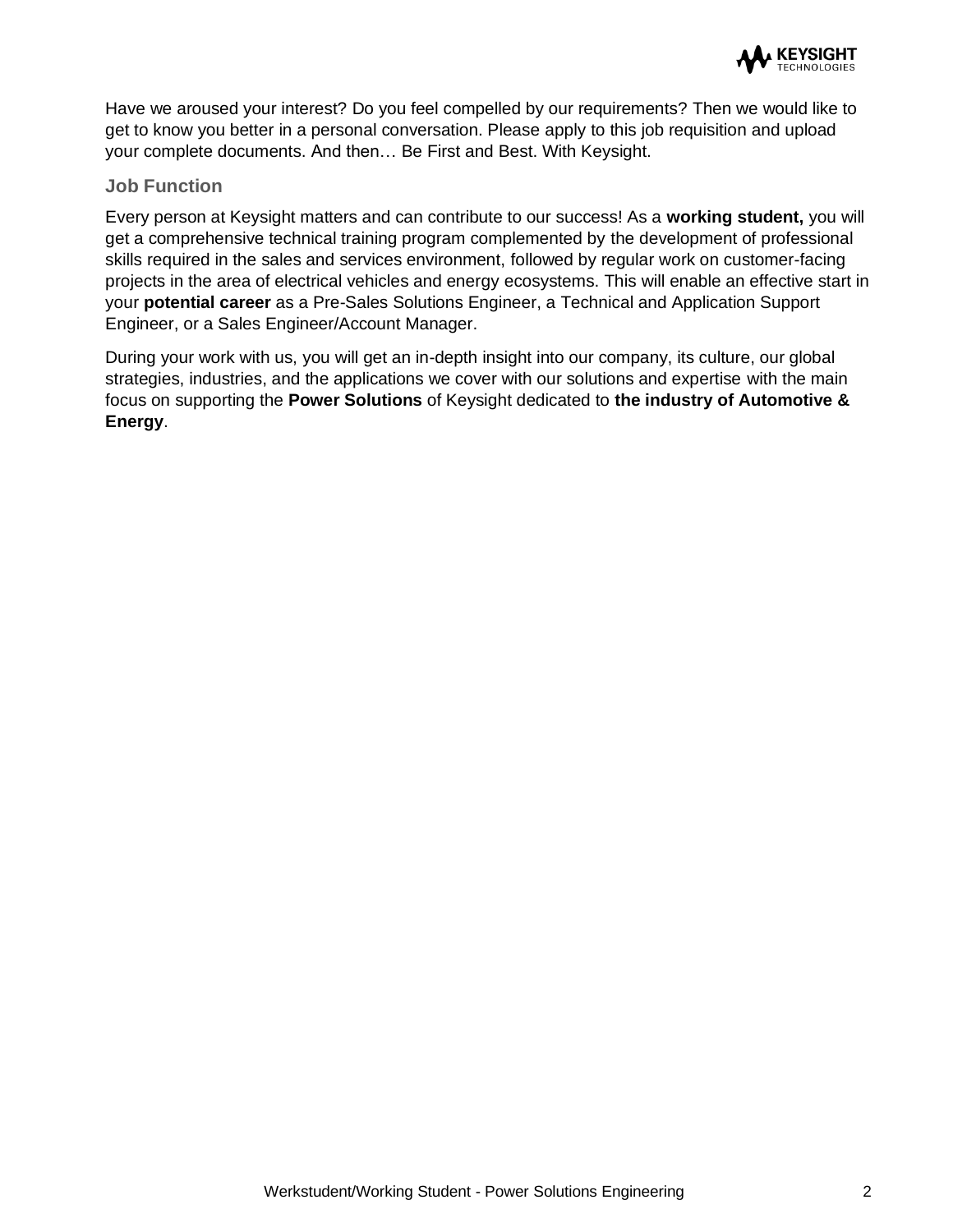Have we aroused your interest? Do you feel compelled by our requirements? Then we would like to get to know you better in a personal conversation. Please apply to this job requisition and upload your complete documents. And then… Be First and Best. With Keysight.

### Job Function

Every person at Keysight matters and can contribute to our success! As a **working student,** you will get a comprehensive technical training program complemented by the development of professional skills required in the sales and services environment, followed by regular work on customer-facing projects in the area of electrical vehicles and energy ecosystems. This will enable an effective start in your **potential career** as a Pre-Sales Solutions Engineer, a Technical and Application Support Engineer, or a Sales Engineer/Account Manager.

During your work with us, you will get an in-depth insight into our company, its culture, our global strategies, industries, and the applications we cover with our solutions and expertise with the main focus on supporting the **Power Solutions** of Keysight dedicated to **the industry of Automotive & Energy**.